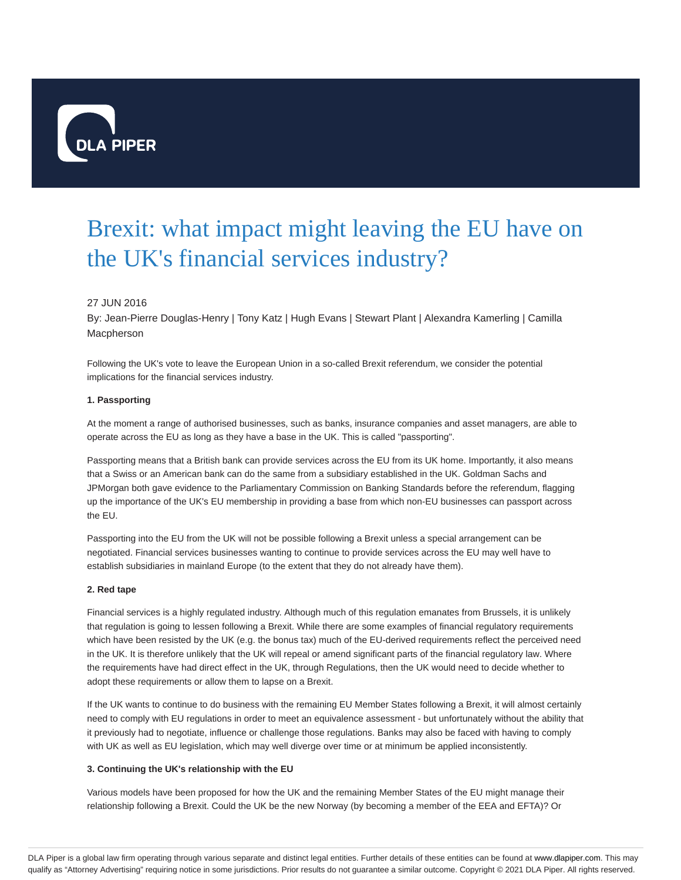# Brexit: what impact might leaving the EU have on the UK's financial services industry?

27 JUN 2016

By: Jean-Pierre Douglas-Henry | Tony Katz | Hugh Evans | Stewart Plant | Alexandra Kamerling | Camilla Macpherson

Following the UK's vote to leave the European Union in a so-called Brexit referendum, we consider the potential implications for the financial services industry.

**1. Passporting**

At the moment a range of authorised businesses, such as banks, insurance companies and asset managers, are able to operate across the EU as long as they have a base in the UK. This is called "passporting".

Passporting means that a British bank can provide services across the EU from its UK home. Importantly, it also means that a Swiss or an American bank can do the same from a subsidiary established in the UK. Goldman Sachs and JPMorgan both gave evidence to the Parliamentary Commission on Banking Standards before the referendum, flagging up the importance of the UK's EU membership in providing a base from which non-EU businesses can passport across the EU.

Passporting into the EU from the UK will not be possible following a Brexit unless a special arrangement can be negotiated. Financial services businesses wanting to continue to provide services across the EU may well have to establish subsidiaries in mainland Europe (to the extent that they do not already have them).

**2. Red tape**

Financial services is a highly regulated industry. Although much of this regulation emanates from Brussels, it is unlikely that regulation is going to lessen following a Brexit. While there are some examples of financial regulatory requirements which have been resisted by the UK (e.g. the bonus tax) much of the EU-derived requirements reflect the perceived need in the UK. It is therefore unlikely that the UK will repeal or amend significant parts of the financial regulatory law. Where the requirements have had direct effect in the UK, through Regulations, then the UK would need to decide whether to adopt these requirements or allow them to lapse on a Brexit.

If the UK wants to continue to do business with the remaining EU Member States following a Brexit, it will almost certainly need to comply with EU regulations in order to meet an equivalence assessment - but unfortunately without the ability that it previously had to negotiate, influence or challenge those regulations. Banks may also be faced with having to comply with UK as well as EU legislation, which may well diverge over time or at minimum be applied inconsistently.

**3. Continuing the UK's relationship with the EU**

Various models have been proposed for how the UK and the remaining Member States of the EU might manage their relationship following a Brexit. Could the UK be the new Norway (by becoming a member of the EEA and EFTA)? Or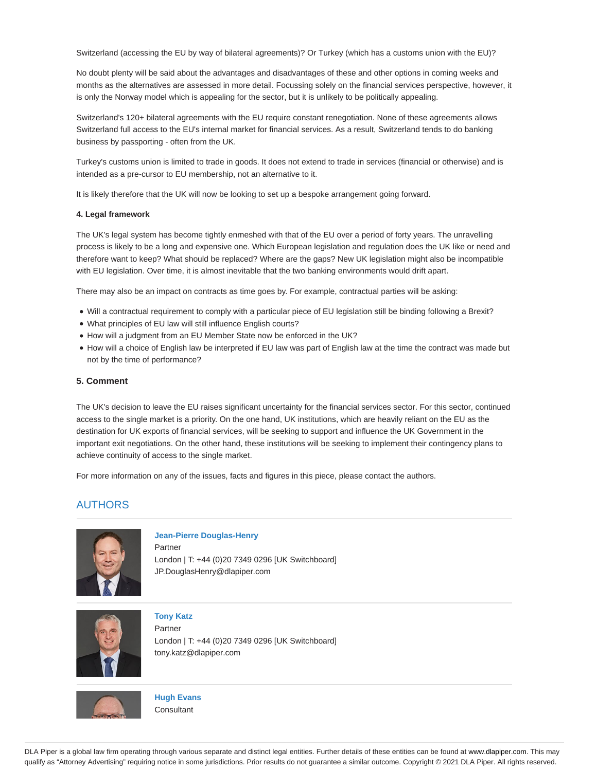Switzerland (accessing the EU by way of bilateral agreements)? Or Turkey (which has a customs union with the EU)?

No doubt plenty will be said about the advantages and disadvantages of these and other options in coming weeks and months as the alternatives are assessed in more detail. Focussing solely on the financial services perspective, however, it is only the Norway model which is appealing for the sector, but it is unlikely to be politically appealing.

Switzerland's 120+ bilateral agreements with the EU require constant renegotiation. None of these agreements allows Switzerland full access to the EU's internal market for financial services. As a result, Switzerland tends to do banking business by passporting - often from the UK.

Turkey's customs union is limited to trade in goods. It does not extend to trade in services (financial or otherwise) and is intended as a pre-cursor to EU membership, not an alternative to it.

It is likely therefore that the UK will now be looking to set up a bespoke arrangement going forward.

**4. Legal framework**

The UK's legal system has become tightly enmeshed with that of the EU over a period of forty years. The unravelling process is likely to be a long and expensive one. Which European legislation and regulation does the UK like or need and therefore want to keep? What should be replaced? Where are the gaps? New UK legislation might also be incompatible with EU legislation. Over time, it is almost inevitable that the two banking environments would drift apart.

There may also be an impact on contracts as time goes by. For example, contractual parties will be asking:

- Will a contractual requirement to comply with a particular piece of EU legislation still be binding following a Brexit?
- What principles of EU law will still influence English courts?
- How will a judgment from an EU Member State now be enforced in the UK?
- How will a choice of English law be interpreted if EU law was part of English law at the time the contract was made but not by the time of performance?

## 5. Comment

The UK's decision to leave the EU raises significant uncertainty for the financial services sector. For this sector, continued access to the single market is a priority. On the one hand, UK institutions, which are heavily reliant on the EU as the destination for UK exports of financial services, will be seeking to support and influence the UK Government in the important exit negotiations. On the other hand, these institutions will be seeking to implement their contingency plans to achieve continuity of access to the single market.

For more information on any of the issues, facts and figures in this piece, please contact the authors.

## AUTHORS

**Jean-Pierre Douglas-Henry**
Partner
London | T: +44 (0)20 7349 0296 [UK Switchboard]
JP.DouglasHenry@dlapiper.com

**Tony Katz**
Partner
London | T: +44 (0)20 7349 0296 [UK Switchboard]
tony.katz@dlapiper.com

**Hugh Evans**
Consultant

DLA Piper is a global law firm operating through various separate and distinct legal entities. Further details of these entities can be found at www.dlapiper.com. This may qualify as "Attorney Advertising" requiring notice in some jurisdictions. Prior results do not guarantee a similar outcome. Copyright © 2021 DLA Piper. All rights reserved.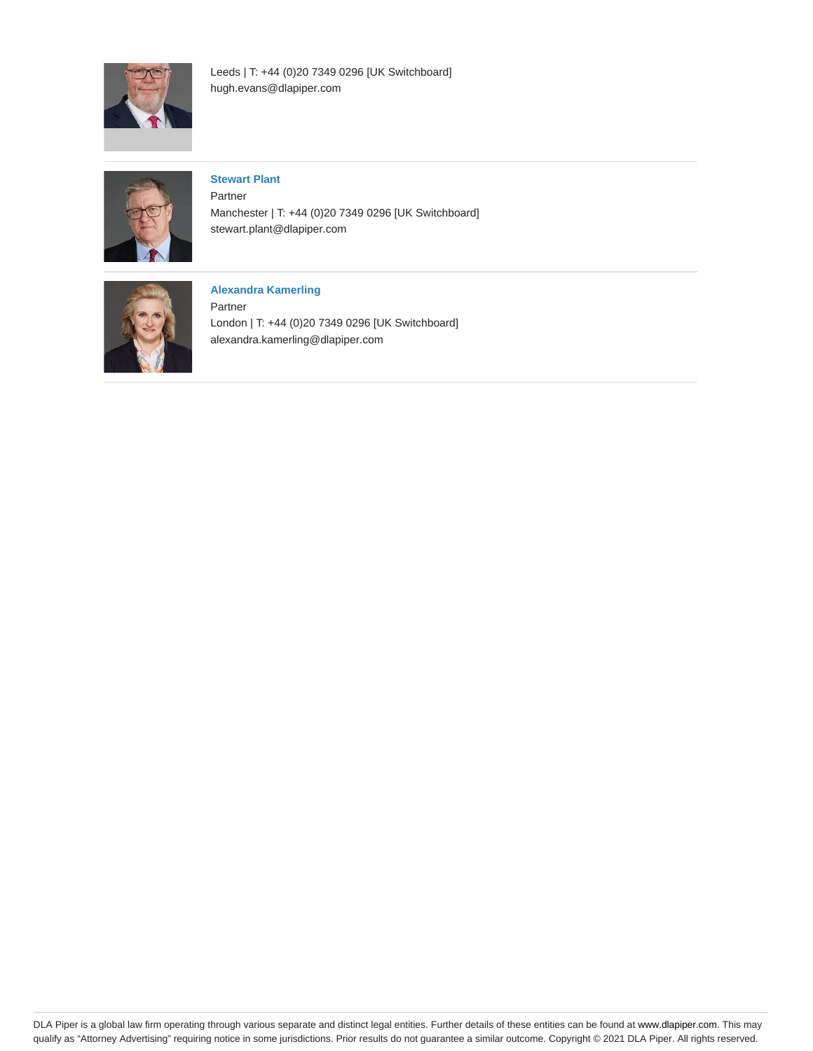Leeds | T: +44 (0)20 7349 0296 [UK Switchboard]
hugh.evans@dlapiper.com

**Stewart Plant**
Partner
Manchester | T: +44 (0)20 7349 0296 [UK Switchboard]
stewart.plant@dlapiper.com

**Alexandra Kamerling**
Partner
London | T: +44 (0)20 7349 0296 [UK Switchboard]
alexandra.kamerling@dlapiper.com

DLA Piper is a global law firm operating through various separate and distinct legal entities. Further details of these entities can be found at www.dlapiper.com. This may qualify as "Attorney Advertising" requiring notice in some jurisdictions. Prior results do not guarantee a similar outcome. Copyright © 2021 DLA Piper. All rights reserved.